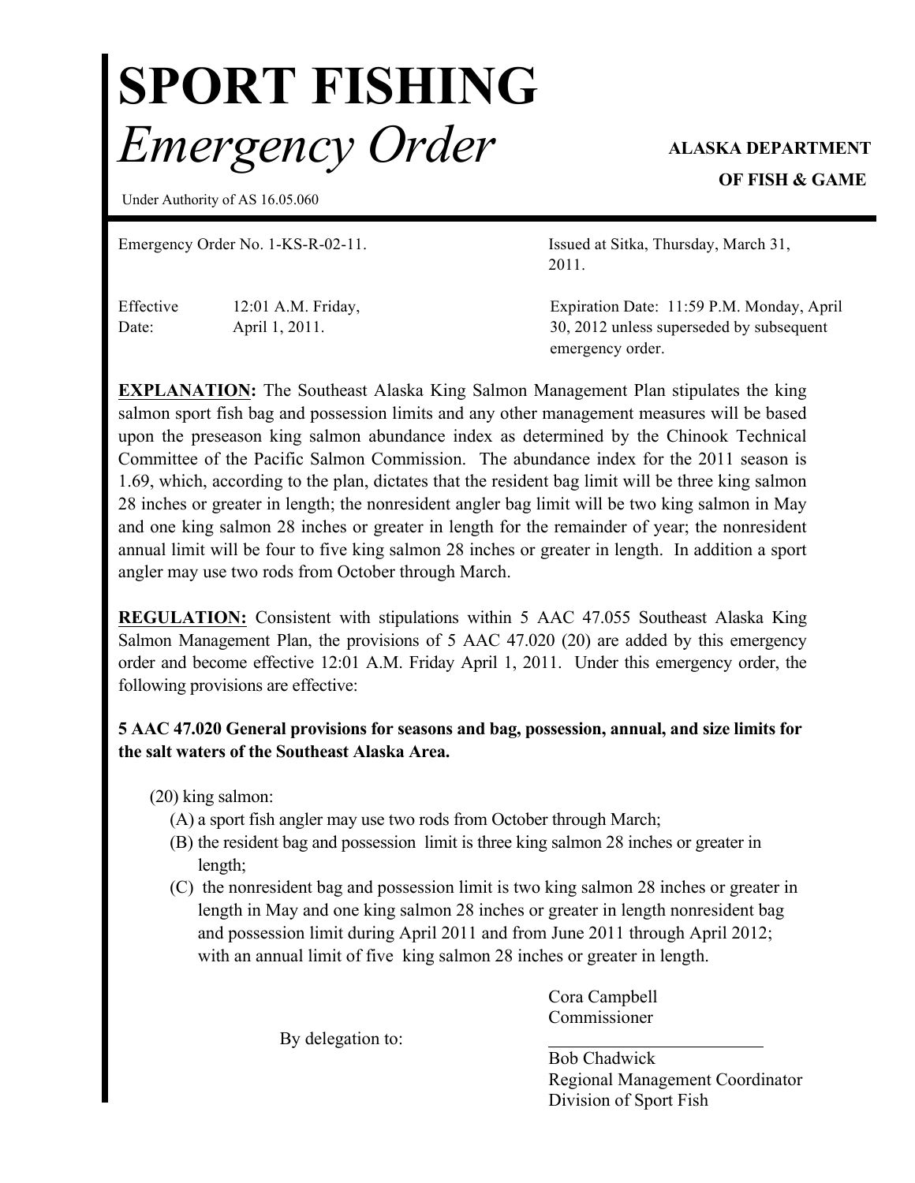# SPORT FISHING

## *Emergency Order*

**ALASKA DEPARTMENT OF FISH & GAME**

Under Authority of AS 16.05.060

Emergency Order No. 1-KS-R-02-11.

Issued at Sitka, Thursday, March 31, 2011.

Effective Date: 12:01 A.M. Friday, April 1, 2011.

Expiration Date: 11:59 P.M. Monday, April 30, 2012 unless superseded by subsequent emergency order.

**EXPLANATION:** The Southeast Alaska King Salmon Management Plan stipulates the king salmon sport fish bag and possession limits and any other management measures will be based upon the preseason king salmon abundance index as determined by the Chinook Technical Committee of the Pacific Salmon Commission. The abundance index for the 2011 season is 1.69, which, according to the plan, dictates that the resident bag limit will be three king salmon 28 inches or greater in length; the nonresident angler bag limit will be two king salmon in May and one king salmon 28 inches or greater in length for the remainder of year; the nonresident annual limit will be four to five king salmon 28 inches or greater in length. In addition a sport angler may use two rods from October through March.

**REGULATION:** Consistent with stipulations within 5 AAC 47.055 Southeast Alaska King Salmon Management Plan, the provisions of 5 AAC 47.020 (20) are added by this emergency order and become effective 12:01 A.M. Friday April 1, 2011. Under this emergency order, the following provisions are effective:

**5 AAC 47.020 General provisions for seasons and bag, possession, annual, and size limits for the salt waters of the Southeast Alaska Area.**

(20) king salmon:

(A) a sport fish angler may use two rods from October through March;

(B) the resident bag and possession limit is three king salmon 28 inches or greater in length;

(C) the nonresident bag and possession limit is two king salmon 28 inches or greater in length in May and one king salmon 28 inches or greater in length nonresident bag and possession limit during April 2011 and from June 2011 through April 2012; with an annual limit of five king salmon 28 inches or greater in length.

Cora Campbell
Commissioner

By delegation to:

Bob Chadwick
Regional Management Coordinator
Division of Sport Fish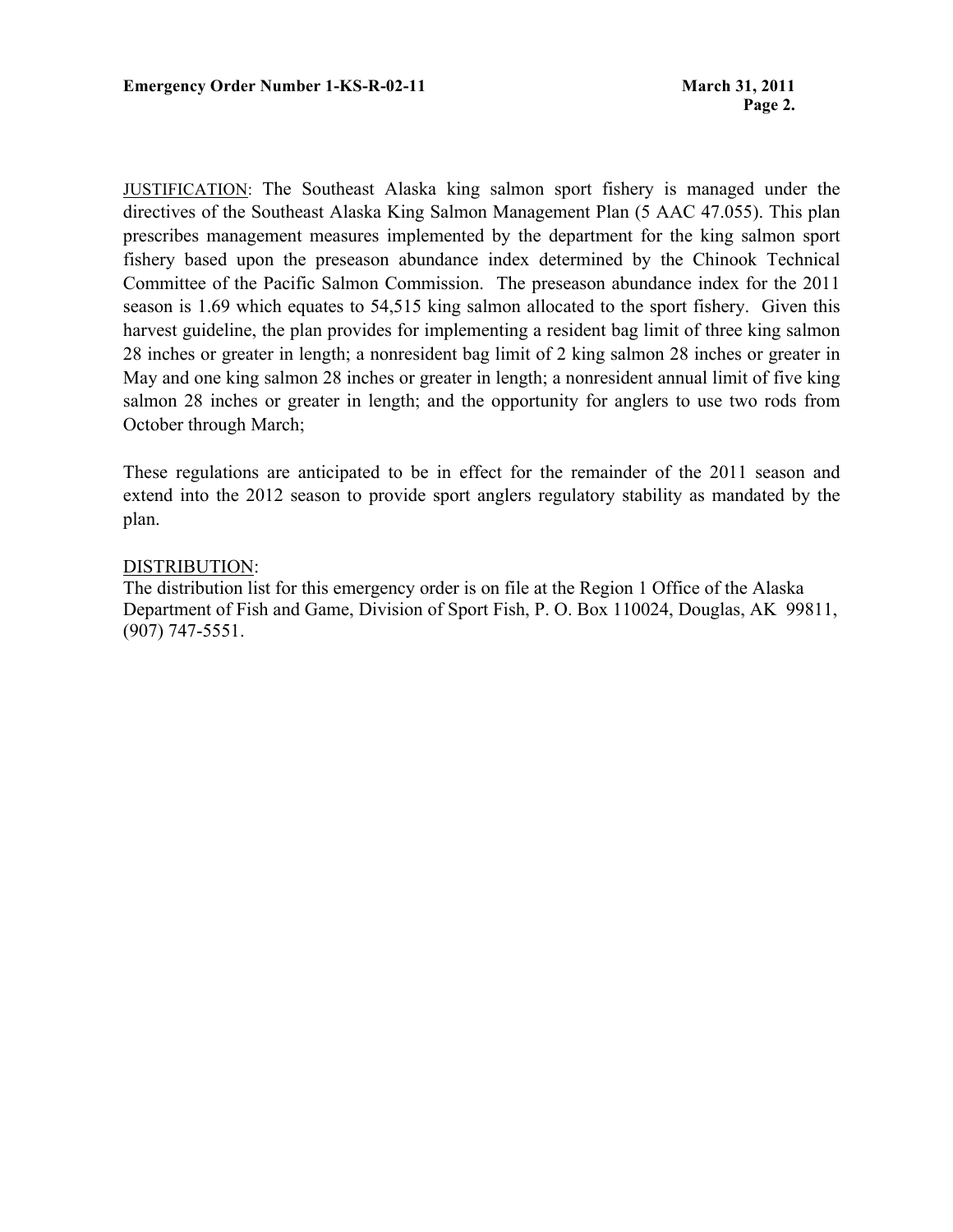JUSTIFICATION: The Southeast Alaska king salmon sport fishery is managed under the directives of the Southeast Alaska King Salmon Management Plan (5 AAC 47.055). This plan prescribes management measures implemented by the department for the king salmon sport fishery based upon the preseason abundance index determined by the Chinook Technical Committee of the Pacific Salmon Commission. The preseason abundance index for the 2011 season is 1.69 which equates to 54,515 king salmon allocated to the sport fishery. Given this harvest guideline, the plan provides for implementing a resident bag limit of three king salmon 28 inches or greater in length; a nonresident bag limit of 2 king salmon 28 inches or greater in May and one king salmon 28 inches or greater in length; a nonresident annual limit of five king salmon 28 inches or greater in length; and the opportunity for anglers to use two rods from October through March;

These regulations are anticipated to be in effect for the remainder of the 2011 season and extend into the 2012 season to provide sport anglers regulatory stability as mandated by the plan.

DISTRIBUTION:

The distribution list for this emergency order is on file at the Region 1 Office of the Alaska Department of Fish and Game, Division of Sport Fish, P. O. Box 110024, Douglas, AK 99811, (907) 747-5551.